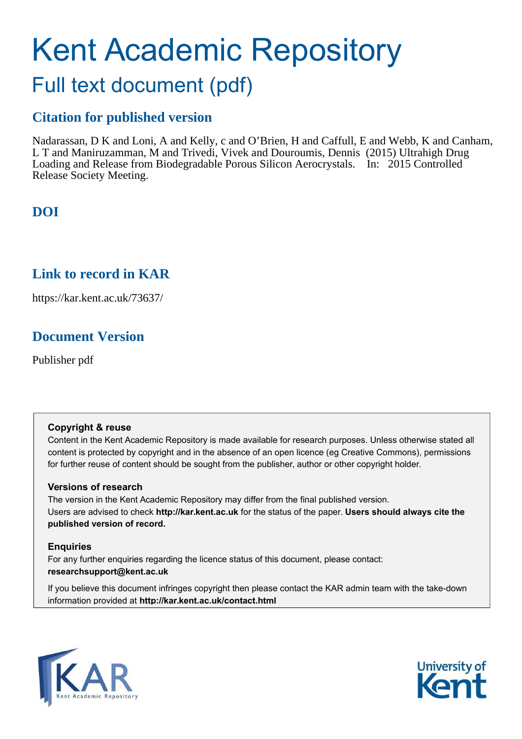# Kent Academic Repository

## Full text document (pdf)

### Citation for published version

Nadarassan, D K and Loni, A and Kelly, c and O'Brien, H and Caffull, E and Webb, K and Canham, L T and Maniruzamman, M and Trivedi, Vivek and Douroumis, Dennis (2015) Ultrahigh Drug Loading and Release from Biodegradable Porous Silicon Aerocrystals. In: 2015 Controlled Release Society Meeting.

### DOI

### Link to record in KAR

https://kar.kent.ac.uk/73637/

### Document Version

Publisher pdf

**Copyright & reuse**

Content in the Kent Academic Repository is made available for research purposes. Unless otherwise stated all content is protected by copyright and in the absence of an open licence (eg Creative Commons), permissions for further reuse of content should be sought from the publisher, author or other copyright holder.

**Versions of research**

The version in the Kent Academic Repository may differ from the final published version. Users are advised to check **http://kar.kent.ac.uk** for the status of the paper. **Users should always cite the published version of record.**

**Enquiries**

For any further enquiries regarding the licence status of this document, please contact: **researchsupport@kent.ac.uk**

If you believe this document infringes copyright then please contact the KAR admin team with the take-down information provided at **http://kar.kent.ac.uk/contact.html**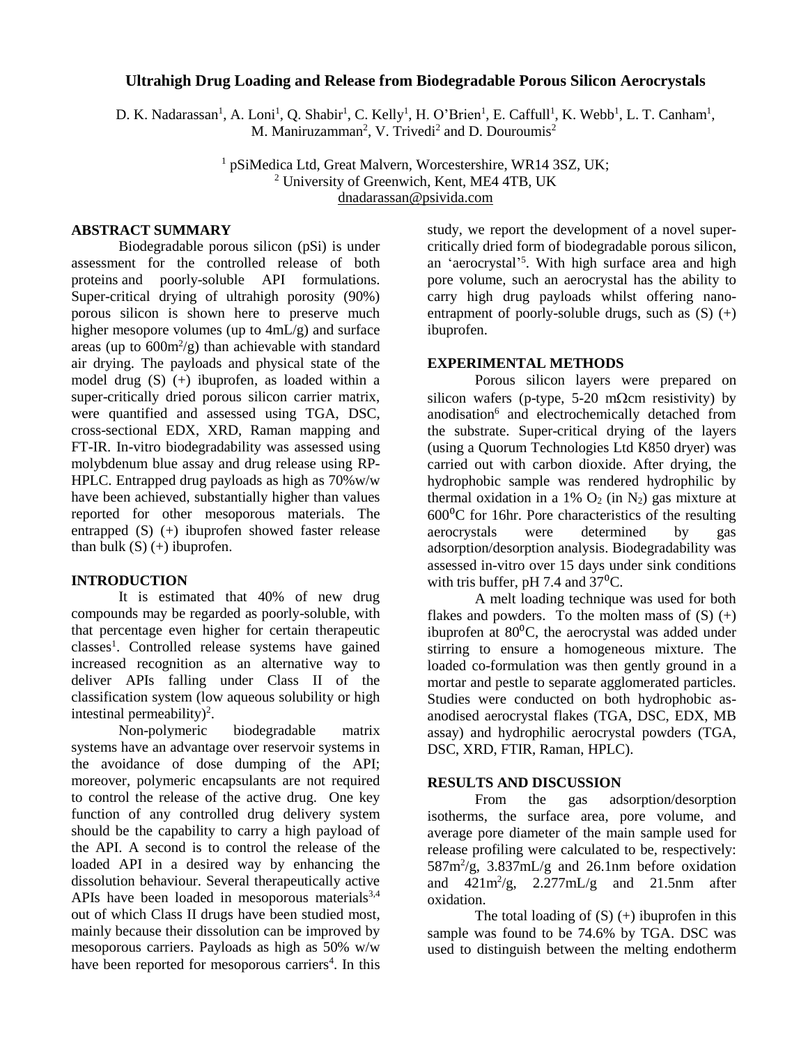# Ultrahigh Drug Loading and Release from Biodegradable Porous Silicon Aerocrystals

D. K. Nadarassan[1], A. Loni[1], Q. Shabir[1], C. Kelly[1], H. O'Brien[1], E. Caffull[1], K. Webb[1], L. T. Canham[1], M. Maniruzamman[2], V. Trivedi[2] and D. Douroumis[2]

[1] pSiMedica Ltd, Great Malvern, Worcestershire, WR14 3SZ, UK;
[2] University of Greenwich, Kent, ME4 4TB, UK
dnadarassan@psivida.com

## ABSTRACT SUMMARY

Biodegradable porous silicon (pSi) is under assessment for the controlled release of both proteins and poorly-soluble API formulations. Super-critical drying of ultrahigh porosity (90%) porous silicon is shown here to preserve much higher mesopore volumes (up to 4mL/g) and surface areas (up to $600m^2/g$) than achievable with standard air drying. The payloads and physical state of the model drug (S) (+) ibuprofen, as loaded within a super-critically dried porous silicon carrier matrix, were quantified and assessed using TGA, DSC, cross-sectional EDX, XRD, Raman mapping and FT-IR. In-vitro biodegradability was assessed using molybdenum blue assay and drug release using RP-HPLC. Entrapped drug payloads as high as 70%w/w have been achieved, substantially higher than values reported for other mesoporous materials. The entrapped (S) (+) ibuprofen showed faster release than bulk (S) (+) ibuprofen.

## INTRODUCTION

It is estimated that 40% of new drug compounds may be regarded as poorly-soluble, with that percentage even higher for certain therapeutic classes[1]. Controlled release systems have gained increased recognition as an alternative way to deliver APIs falling under Class II of the classification system (low aqueous solubility or high intestinal permeability)[2].

Non-polymeric biodegradable matrix systems have an advantage over reservoir systems in the avoidance of dose dumping of the API; moreover, polymeric encapsulants are not required to control the release of the active drug. One key function of any controlled drug delivery system should be the capability to carry a high payload of the API. A second is to control the release of the loaded API in a desired way by enhancing the dissolution behaviour. Several therapeutically active APIs have been loaded in mesoporous materials[3,4] out of which Class II drugs have been studied most, mainly because their dissolution can be improved by mesoporous carriers. Payloads as high as 50% w/w have been reported for mesoporous carriers[4]. In this study, we report the development of a novel super-critically dried form of biodegradable porous silicon, an 'aerocrystal'[5]. With high surface area and high pore volume, such an aerocrystal has the ability to carry high drug payloads whilst offering nano-entrapment of poorly-soluble drugs, such as (S) (+) ibuprofen.

## EXPERIMENTAL METHODS

Porous silicon layers were prepared on silicon wafers (p-type, 5-20 mΩcm resistivity) by anodisation[6] and electrochemically detached from the substrate. Super-critical drying of the layers (using a Quorum Technologies Ltd K850 dryer) was carried out with carbon dioxide. After drying, the hydrophobic sample was rendered hydrophilic by thermal oxidation in a 1% $O_2$ (in $N_2$) gas mixture at $600^0C$ for 16hr. Pore characteristics of the resulting aerocrystals were determined by gas adsorption/desorption analysis. Biodegradability was assessed in-vitro over 15 days under sink conditions with tris buffer, pH 7.4 and $37^0C$.

A melt loading technique was used for both flakes and powders. To the molten mass of (S) (+) ibuprofen at $80^0C$, the aerocrystal was added under stirring to ensure a homogeneous mixture. The loaded co-formulation was then gently ground in a mortar and pestle to separate agglomerated particles. Studies were conducted on both hydrophobic as-anodised aerocrystal flakes (TGA, DSC, EDX, MB assay) and hydrophilic aerocrystal powders (TGA, DSC, XRD, FTIR, Raman, HPLC).

## RESULTS AND DISCUSSION

From the gas adsorption/desorption isotherms, the surface area, pore volume, and average pore diameter of the main sample used for release profiling were calculated to be, respectively: $587m^2/g$, 3.837mL/g and 26.1nm before oxidation and $421m^2/g$, 2.277mL/g and 21.5nm after oxidation.

The total loading of (S) (+) ibuprofen in this sample was found to be 74.6% by TGA. DSC was used to distinguish between the melting endotherm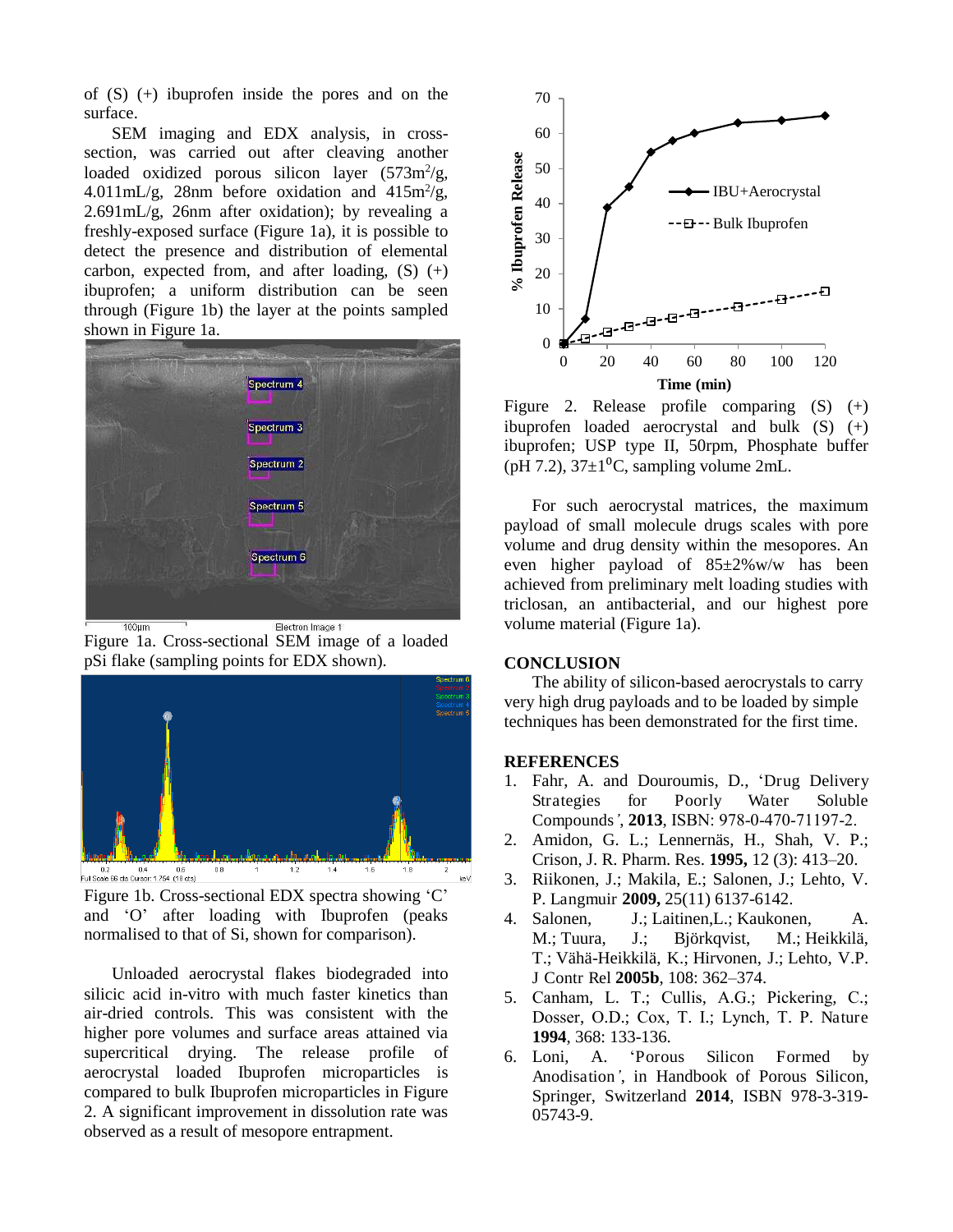of (S) (+) ibuprofen inside the pores and on the surface.

SEM imaging and EDX analysis, in cross-section, was carried out after cleaving another loaded oxidized porous silicon layer ($573m^2/g$, 4.011mL/g, 28nm before oxidation and $415m^2/g$, 2.691mL/g, 26nm after oxidation); by revealing a freshly-exposed surface (Figure 1a), it is possible to detect the presence and distribution of elemental carbon, expected from, and after loading, (S) (+) ibuprofen; a uniform distribution can be seen through (Figure 1b) the layer at the points sampled shown in Figure 1a.

Spectrum 4

Spectrum 3

Spectrum 2

Spectrum 5

Spectrum 6

100µm

Electron Image 1

Figure 1a. Cross-sectional SEM image of a loaded pSi flake (sampling points for EDX shown).

Spectrum 6
Spectrum 2
Spectrum 3
Spectrum 4
Spectrum 5

0.2 0.4 0.6 0.8 1 1.2 1.4 1.6 1.8 2
keV

Full Scale 66 cts Cursor: 1.754 (18 cts)

Figure 1b. Cross-sectional EDX spectra showing ‘C’ and ‘O’ after loading with Ibuprofen (peaks normalised to that of Si, shown for comparison).

Unloaded aerocrystal flakes biodegraded into silicic acid in-vitro with much faster kinetics than air-dried controls. This was consistent with the higher pore volumes and surface areas attained via supercritical drying. The release profile of aerocrystal loaded Ibuprofen microparticles is compared to bulk Ibuprofen microparticles in Figure 2. A significant improvement in dissolution rate was observed as a result of mesopore entrapment.

% Ibuprofen Release

0
10
20
30
40
50
60
70

Time (min)

0 20 40 60 80 100 120

IBU+Aerocrystal

Bulk Ibuprofen

Figure 2. Release profile comparing (S) (+) ibuprofen loaded aerocrystal and bulk (S) (+) ibuprofen; USP type II, 50rpm, Phosphate buffer (pH 7.2), $37\pm1^0$C, sampling volume 2mL.

For such aerocrystal matrices, the maximum payload of small molecule drugs scales with pore volume and drug density within the mesopores. An even higher payload of 85±2%w/w has been achieved from preliminary melt loading studies with triclosan, an antibacterial, and our highest pore volume material (Figure 1a).

## CONCLUSION

The ability of silicon-based aerocrystals to carry very high drug payloads and to be loaded by simple techniques has been demonstrated for the first time.

## REFERENCES

1. Fahr, A. and Douroumis, D., ‘Drug Delivery Strategies for Poorly Water Soluble Compounds’, **2013**, ISBN: 978-0-470-71197-2.
2. Amidon, G. L.; Lennernäs, H., Shah, V. P.; Crison, J. R. Pharm. Res. **1995,** 12 (3): 413–20.
3. Riikonen, J.; Makila, E.; Salonen, J.; Lehto, V. P. Langmuir **2009,** 25(11) 6137-6142.
4. Salonen, J.; Laitinen,L.; Kaukonen, A. M.; Tuura, J.; Björkqvist, M.; Heikkilä, T.; Vähä-Heikkilä, K.; Hirvonen, J.; Lehto, V.P. J Contr Rel **2005b**, 108: 362–374.
5. Canham, L. T.; Cullis, A.G.; Pickering, C.; Dosser, O.D.; Cox, T. I.; Lynch, T. P. Nature **1994**, 368: 133-136.
6. Loni, A. ‘Porous Silicon Formed by Anodisation’, in Handbook of Porous Silicon, Springer, Switzerland **2014**, ISBN 978-3-319-05743-9.